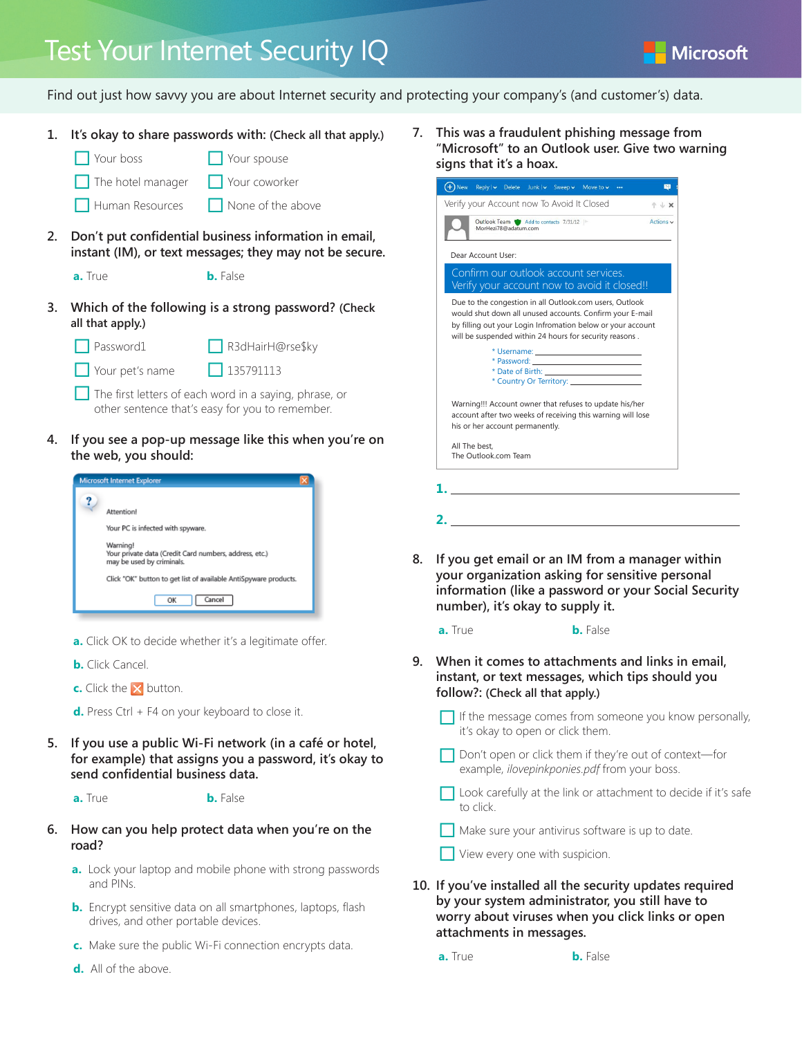# Test Your Internet Security IQ

Microsoft

Find out just how savvy you are about Internet security and protecting your company's (and customer's) data.

1. **It's okay to share passwords with:** (Check all that apply.)
   - ☐ Your boss
   - ☐ Your spouse
   - ☐ The hotel manager
   - ☐ Your coworker
   - ☐ Human Resources
   - ☐ None of the above

2. **Don't put confidential business information in email, instant (IM), or text messages; they may not be secure.**

   **a.** True **b.** False

3. **Which of the following is a strong password?** (Check all that apply.)
   - ☐ Password1
   - ☐ R3dHairH@rse$ky
   - ☐ Your pet's name
   - ☐ 135791113
   - ☐ The first letters of each word in a saying, phrase, or other sentence that's easy for you to remember.

4. **If you see a pop-up message like this when you're on the web, you should:**

   Microsoft Internet Explorer

   Attention!

   Your PC is infected with spyware.

   Warning!
   Your private data (Credit Card numbers, address, etc.) may be used by criminals.

   Click "OK" button to get list of available AntiSpyware products.

   OK | Cancel

   **a.** Click OK to decide whether it's a legitimate offer.

   **b.** Click Cancel.

   **c.** Click the ☒ button.

   **d.** Press Ctrl + F4 on your keyboard to close it.

5. **If you use a public Wi-Fi network (in a café or hotel, for example) that assigns you a password, it's okay to send confidential business data.**

   **a.** True **b.** False

6. **How can you help protect data when you're on the road?**

   **a.** Lock your laptop and mobile phone with strong passwords and PINs.

   **b.** Encrypt sensitive data on all smartphones, laptops, flash drives, and other portable devices.

   **c.** Make sure the public Wi-Fi connection encrypts data.

   **d.** All of the above.

7. **This was a fraudulent phishing message from "Microsoft" to an Outlook user. Give two warning signs that it's a hoax.**

   New | Reply | Delete | Junk | Sweep | Move to | ...

   Verify your Account now To Avoid It Closed

   Outlook Team — Add to contacts — 7/31/12 — Actions
   MorHezi78@adatum.com

   Dear Account User:

   Confirm our outlook account services.
   Verify your account now to avoid it closed!!

   Due to the congestion in all Outlook.com users, Outlook would shut down all unused accounts. Confirm your E-mail by filling out your Login Infromation below or your account will be suspended within 24 hours for security reasons .

   * Username: ____________
   * Password: ____________
   * Date of Birth: ____________
   * Country Or Territory: ____________

   Warning!!! Account owner that refuses to update his/her account after two weeks of receiving this warning will lose his or her account permanently.

   All The best,
   The Outlook.com Team

   **1.** ______________________________

   **2.** ______________________________

8. **If you get email or an IM from a manager within your organization asking for sensitive personal information (like a password or your Social Security number), it's okay to supply it.**

   **a.** True **b.** False

9. **When it comes to attachments and links in email, instant, or text messages, which tips should you follow?:** (Check all that apply.)
   - ☐ If the message comes from someone you know personally, it's okay to open or click them.
   - ☐ Don't open or click them if they're out of context—for example, *ilovepinkponies.pdf* from your boss.
   - ☐ Look carefully at the link or attachment to decide if it's safe to click.
   - ☐ Make sure your antivirus software is up to date.
   - ☐ View every one with suspicion.

10. **If you've installed all the security updates required by your system administrator, you still have to worry about viruses when you click links or open attachments in messages.**

    **a.** True **b.** False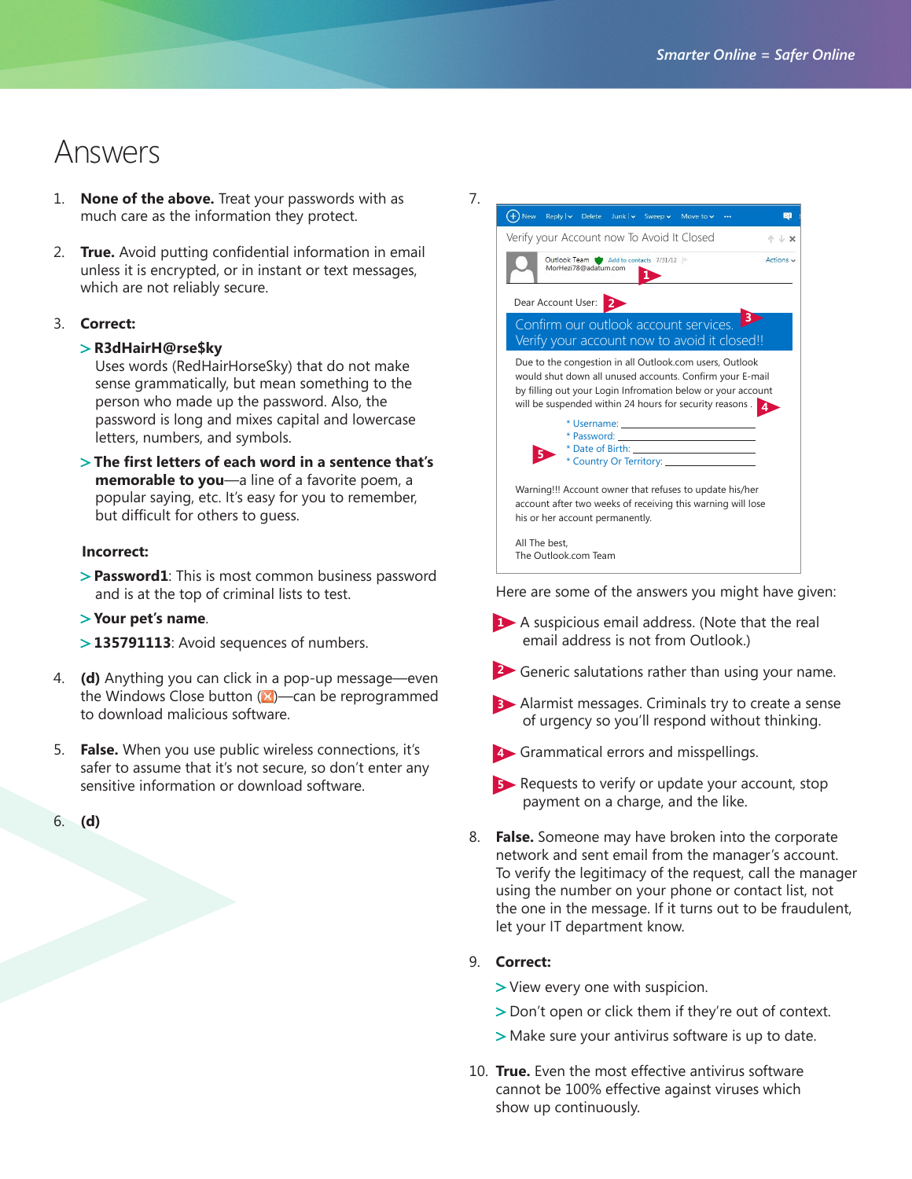# Answers

1. **None of the above.** Treat your passwords with as much care as the information they protect.

2. **True.** Avoid putting confidential information in email unless it is encrypted, or in instant or text messages, which are not reliably secure.

3. **Correct:**

   > **R3dHairH@rse$ky**
   Uses words (RedHairHorseSky) that do not make sense grammatically, but mean something to the person who made up the password. Also, the password is long and mixes capital and lowercase letters, numbers, and symbols.

   > **The first letters of each word in a sentence that's memorable to you**—a line of a favorite poem, a popular saying, etc. It's easy for you to remember, but difficult for others to guess.

   **Incorrect:**

   > **Password1**: This is most common business password and is at the top of criminal lists to test.

   > **Your pet's name**.

   > **135791113**: Avoid sequences of numbers.

4. **(d)** Anything you can click in a pop-up message—even the Windows Close button (☒)—can be reprogrammed to download malicious software.

5. **False.** When you use public wireless connections, it's safer to assume that it's not secure, so don't enter any sensitive information or download software.

6. **(d)**

7. Verify your Account now To Avoid It Closed

   Outlook Team MorHezi78@adatum.com 7/31/12 **1**

   Dear Account User: **2**

   Confirm our outlook account services.
   Verify your account now to avoid it closed!! **3**

   Due to the congestion in all Outlook.com users, Outlook would shut down all unused accounts. Confirm your E-mail by filling out your Login Infromation below or your account will be suspended within 24 hours for security reasons . **4**

   **5**
   * Username: ____________
   * Password: ____________
   * Date of Birth: ____________
   * Country Or Territory: ____________

   Warning!!! Account owner that refuses to update his/her account after two weeks of receiving this warning will lose his or her account permanently.

   All The best,
   The Outlook.com Team

   Here are some of the answers you might have given:

   **1** A suspicious email address. (Note that the real email address is not from Outlook.)

   **2** Generic salutations rather than using your name.

   **3** Alarmist messages. Criminals try to create a sense of urgency so you'll respond without thinking.

   **4** Grammatical errors and misspellings.

   **5** Requests to verify or update your account, stop payment on a charge, and the like.

8. **False.** Someone may have broken into the corporate network and sent email from the manager's account. To verify the legitimacy of the request, call the manager using the number on your phone or contact list, not the one in the message. If it turns out to be fraudulent, let your IT department know.

9. **Correct:**

   > View every one with suspicion.

   > Don't open or click them if they're out of context.

   > Make sure your antivirus software is up to date.

10. **True.** Even the most effective antivirus software cannot be 100% effective against viruses which show up continuously.